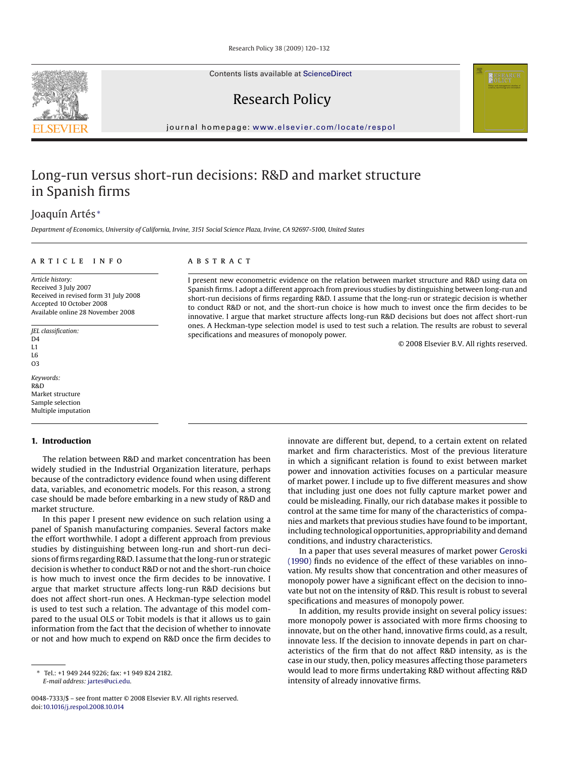# Long-run versus short-run decisions: R&D and market structure in Spanish firms

Joaquín Artés*

*Department of Economics, University of California, Irvine, 3151 Social Science Plaza, Irvine, CA 92697-5100, United States*

## ARTICLE INFO

*Article history:*
Received 3 July 2007
Received in revised form 31 July 2008
Accepted 10 October 2008
Available online 28 November 2008

*JEL classification:*
D4
L1
L6
O3

*Keywords:*
R&D
Market structure
Sample selection
Multiple imputation

## ABSTRACT

I present new econometric evidence on the relation between market structure and R&D using data on Spanish firms. I adopt a different approach from previous studies by distinguishing between long-run and short-run decisions of firms regarding R&D. I assume that the long-run or strategic decision is whether to conduct R&D or not, and the short-run choice is how much to invest once the firm decides to be innovative. I argue that market structure affects long-run R&D decisions but does not affect short-run ones. A Heckman-type selection model is used to test such a relation. The results are robust to several specifications and measures of monopoly power.

© 2008 Elsevier B.V. All rights reserved.

## 1. Introduction

The relation between R&D and market concentration has been widely studied in the Industrial Organization literature, perhaps because of the contradictory evidence found when using different data, variables, and econometric models. For this reason, a strong case should be made before embarking in a new study of R&D and market structure.

In this paper I present new evidence on such relation using a panel of Spanish manufacturing companies. Several factors make the effort worthwhile. I adopt a different approach from previous studies by distinguishing between long-run and short-run decisions of firms regarding R&D. I assume that the long-run or strategic decision is whether to conduct R&D or not and the short-run choice is how much to invest once the firm decides to be innovative. I argue that market structure affects long-run R&D decisions but does not affect short-run ones. A Heckman-type selection model is used to test such a relation. The advantage of this model compared to the usual OLS or Tobit models is that it allows us to gain information from the fact that the decision of whether to innovate or not and how much to expend on R&D once the firm decides to innovate are different but, depend, to a certain extent on related market and firm characteristics. Most of the previous literature in which a significant relation is found to exist between market power and innovation activities focuses on a particular measure of market power. I include up to five different measures and show that including just one does not fully capture market power and could be misleading. Finally, our rich database makes it possible to control at the same time for many of the characteristics of companies and markets that previous studies have found to be important, including technological opportunities, appropriability and demand conditions, and industry characteristics.

In a paper that uses several measures of market power Geroski (1990) finds no evidence of the effect of these variables on innovation. My results show that concentration and other measures of monopoly power have a significant effect on the decision to innovate but not on the intensity of R&D. This result is robust to several specifications and measures of monopoly power.

In addition, my results provide insight on several policy issues: more monopoly power is associated with more firms choosing to innovate, but on the other hand, innovative firms could, as a result, innovate less. If the decision to innovate depends in part on characteristics of the firm that do not affect R&D intensity, as is the case in our study, then, policy measures affecting those parameters would lead to more firms undertaking R&D without affecting R&D intensity of already innovative firms.

---

* Tel.: +1 949 244 9226; fax: +1 949 824 2182.
*E-mail address:* jartes@uci.edu.

0048-7333/$ – see front matter © 2008 Elsevier B.V. All rights reserved.
doi:10.1016/j.respol.2008.10.014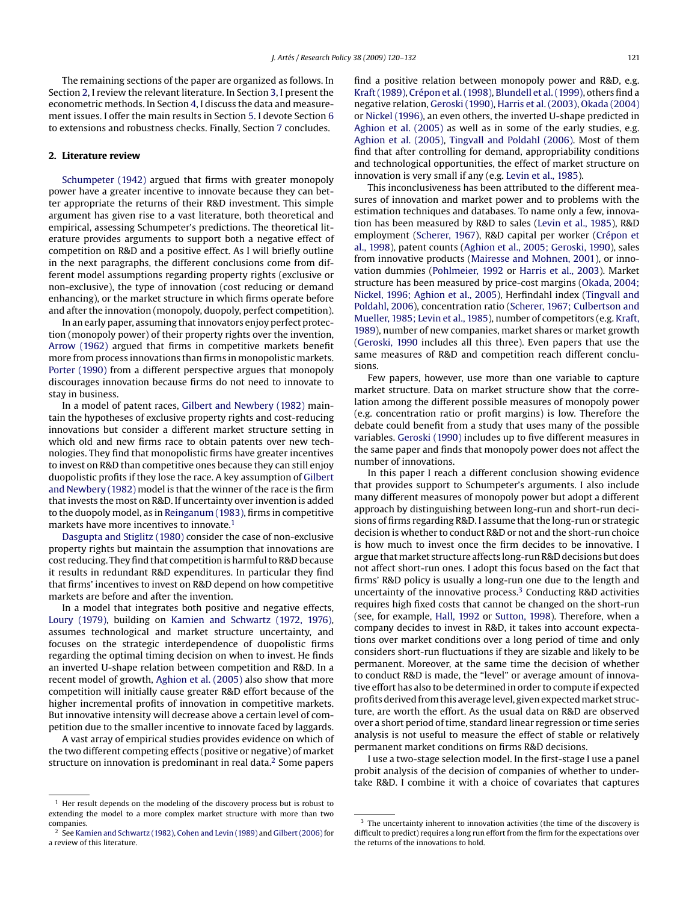The remaining sections of the paper are organized as follows. In Section 2, I review the relevant literature. In Section 3, I present the econometric methods. In Section 4, I discuss the data and measurement issues. I offer the main results in Section 5. I devote Section 6 to extensions and robustness checks. Finally, Section 7 concludes.

## 2. Literature review

Schumpeter (1942) argued that firms with greater monopoly power have a greater incentive to innovate because they can better appropriate the returns of their R&D investment. This simple argument has given rise to a vast literature, both theoretical and empirical, assessing Schumpeter's predictions. The theoretical literature provides arguments to support both a negative effect of competition on R&D and a positive effect. As I will briefly outline in the next paragraphs, the different conclusions come from different model assumptions regarding property rights (exclusive or non-exclusive), the type of innovation (cost reducing or demand enhancing), or the market structure in which firms operate before and after the innovation (monopoly, duopoly, perfect competition).

In an early paper, assuming that innovators enjoy perfect protection (monopoly power) of their property rights over the invention, Arrow (1962) argued that firms in competitive markets benefit more from process innovations than firms in monopolistic markets. Porter (1990) from a different perspective argues that monopoly discourages innovation because firms do not need to innovate to stay in business.

In a model of patent races, Gilbert and Newbery (1982) maintain the hypotheses of exclusive property rights and cost-reducing innovations but consider a different market structure setting in which old and new firms race to obtain patents over new technologies. They find that monopolistic firms have greater incentives to invest on R&D than competitive ones because they can still enjoy duopolistic profits if they lose the race. A key assumption of Gilbert and Newbery (1982) model is that the winner of the race is the firm that invests the most on R&D. If uncertainty over invention is added to the duopoly model, as in Reinganum (1983), firms in competitive markets have more incentives to innovate.[1]

Dasgupta and Stiglitz (1980) consider the case of non-exclusive property rights but maintain the assumption that innovations are cost reducing. They find that competition is harmful to R&D because it results in redundant R&D expenditures. In particular they find that firms' incentives to invest on R&D depend on how competitive markets are before and after the invention.

In a model that integrates both positive and negative effects, Loury (1979), building on Kamien and Schwartz (1972, 1976), assumes technological and market structure uncertainty, and focuses on the strategic interdependence of duopolistic firms regarding the optimal timing decision on when to invest. He finds an inverted U-shape relation between competition and R&D. In a recent model of growth, Aghion et al. (2005) also show that more competition will initially cause greater R&D effort because of the higher incremental profits of innovation in competitive markets. But innovative intensity will decrease above a certain level of competition due to the smaller incentive to innovate faced by laggards.

A vast array of empirical studies provides evidence on which of the two different competing effects (positive or negative) of market structure on innovation is predominant in real data.[2] Some papers find a positive relation between monopoly power and R&D, e.g. Kraft (1989), Crépon et al. (1998), Blundell et al. (1999), others find a negative relation, Geroski (1990), Harris et al. (2003), Okada (2004) or Nickel (1996), an even others, the inverted U-shape predicted in Aghion et al. (2005) as well as in some of the early studies, e.g. Aghion et al. (2005), Tingvall and Poldahl (2006). Most of them find that after controlling for demand, appropriability conditions and technological opportunities, the effect of market structure on innovation is very small if any (e.g. Levin et al., 1985).

This inconclusiveness has been attributed to the different measures of innovation and market power and to problems with the estimation techniques and databases. To name only a few, innovation has been measured by R&D to sales (Levin et al., 1985), R&D employment (Scherer, 1967), R&D capital per worker (Crépon et al., 1998), patent counts (Aghion et al., 2005; Geroski, 1990), sales from innovative products (Mairesse and Mohnen, 2001), or innovation dummies (Pohlmeier, 1992 or Harris et al., 2003). Market structure has been measured by price-cost margins (Okada, 2004; Nickel, 1996; Aghion et al., 2005), Herfindahl index (Tingvall and Poldahl, 2006), concentration ratio (Scherer, 1967; Culbertson and Mueller, 1985; Levin et al., 1985), number of competitors (e.g. Kraft, 1989), number of new companies, market shares or market growth (Geroski, 1990 includes all this three). Even papers that use the same measures of R&D and competition reach different conclusions.

Few papers, however, use more than one variable to capture market structure. Data on market structure show that the correlation among the different possible measures of monopoly power (e.g. concentration ratio or profit margins) is low. Therefore the debate could benefit from a study that uses many of the possible variables. Geroski (1990) includes up to five different measures in the same paper and finds that monopoly power does not affect the number of innovations.

In this paper I reach a different conclusion showing evidence that provides support to Schumpeter's arguments. I also include many different measures of monopoly power but adopt a different approach by distinguishing between long-run and short-run decisions of firms regarding R&D. I assume that the long-run or strategic decision is whether to conduct R&D or not and the short-run choice is how much to invest once the firm decides to be innovative. I argue that market structure affects long-run R&D decisions but does not affect short-run ones. I adopt this focus based on the fact that firms' R&D policy is usually a long-run one due to the length and uncertainty of the innovative process.[3] Conducting R&D activities requires high fixed costs that cannot be changed on the short-run (see, for example, Hall, 1992 or Sutton, 1998). Therefore, when a company decides to invest in R&D, it takes into account expectations over market conditions over a long period of time and only considers short-run fluctuations if they are sizable and likely to be permanent. Moreover, at the same time the decision of whether to conduct R&D is made, the "level" or average amount of innovative effort has also to be determined in order to compute if expected profits derived from this average level, given expected market structure, are worth the effort. As the usual data on R&D are observed over a short period of time, standard linear regression or time series analysis is not useful to measure the effect of stable or relatively permanent market conditions on firms R&D decisions.

I use a two-stage selection model. In the first-stage I use a panel probit analysis of the decision of companies of whether to undertake R&D. I combine it with a choice of covariates that captures

[1] Her result depends on the modeling of the discovery process but is robust to extending the model to a more complex market structure with more than two companies.

[2] See Kamien and Schwartz (1982), Cohen and Levin (1989) and Gilbert (2006) for a review of this literature.

[3] The uncertainty inherent to innovation activities (the time of the discovery is difficult to predict) requires a long run effort from the firm for the expectations over the returns of the innovations to hold.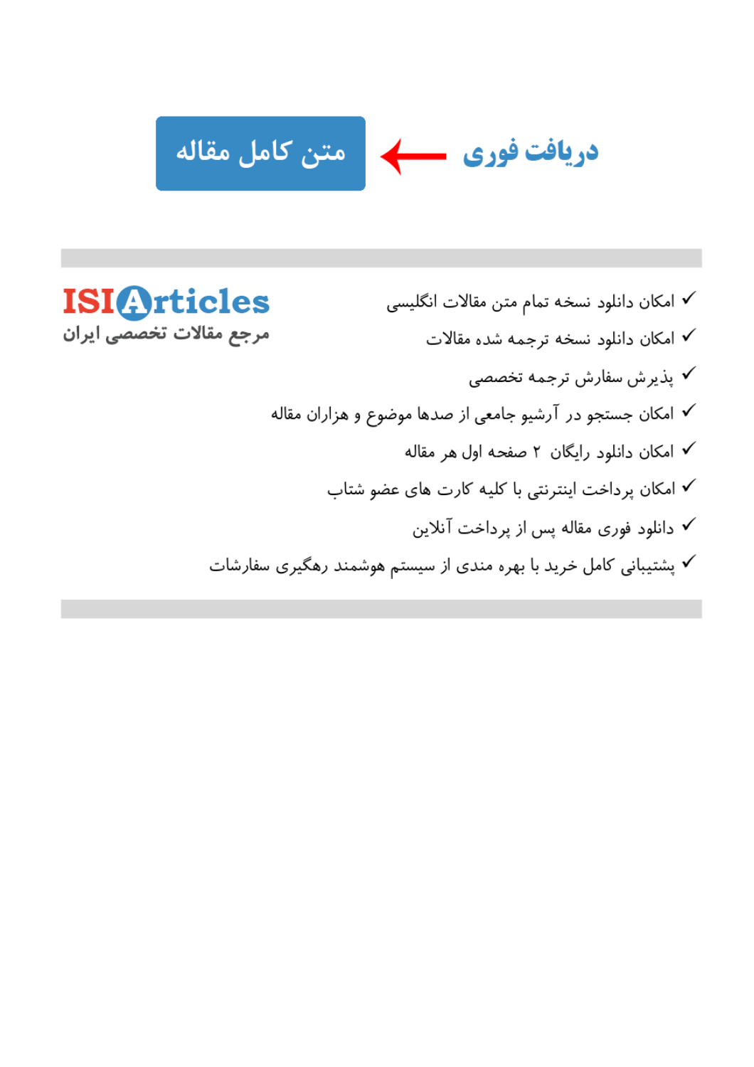دریافت فوری ← متن کامل مقاله

**ISIArticles**
مرجع مقالات تخصصی ایران

- ✓ امکان دانلود نسخه تمام متن مقالات انگلیسی
- ✓ امکان دانلود نسخه ترجمه شده مقالات
- ✓ پذیرش سفارش ترجمه تخصصی
- ✓ امکان جستجو در آرشیو جامعی از صدها موضوع و هزاران مقاله
- ✓ امکان دانلود رایگان ۲ صفحه اول هر مقاله
- ✓ امکان پرداخت اینترنتی با کلیه کارت های عضو شتاب
- ✓ دانلود فوری مقاله پس از پرداخت آنلاین
- ✓ پشتیبانی کامل خرید با بهره مندی از سیستم هوشمند رهگیری سفارشات